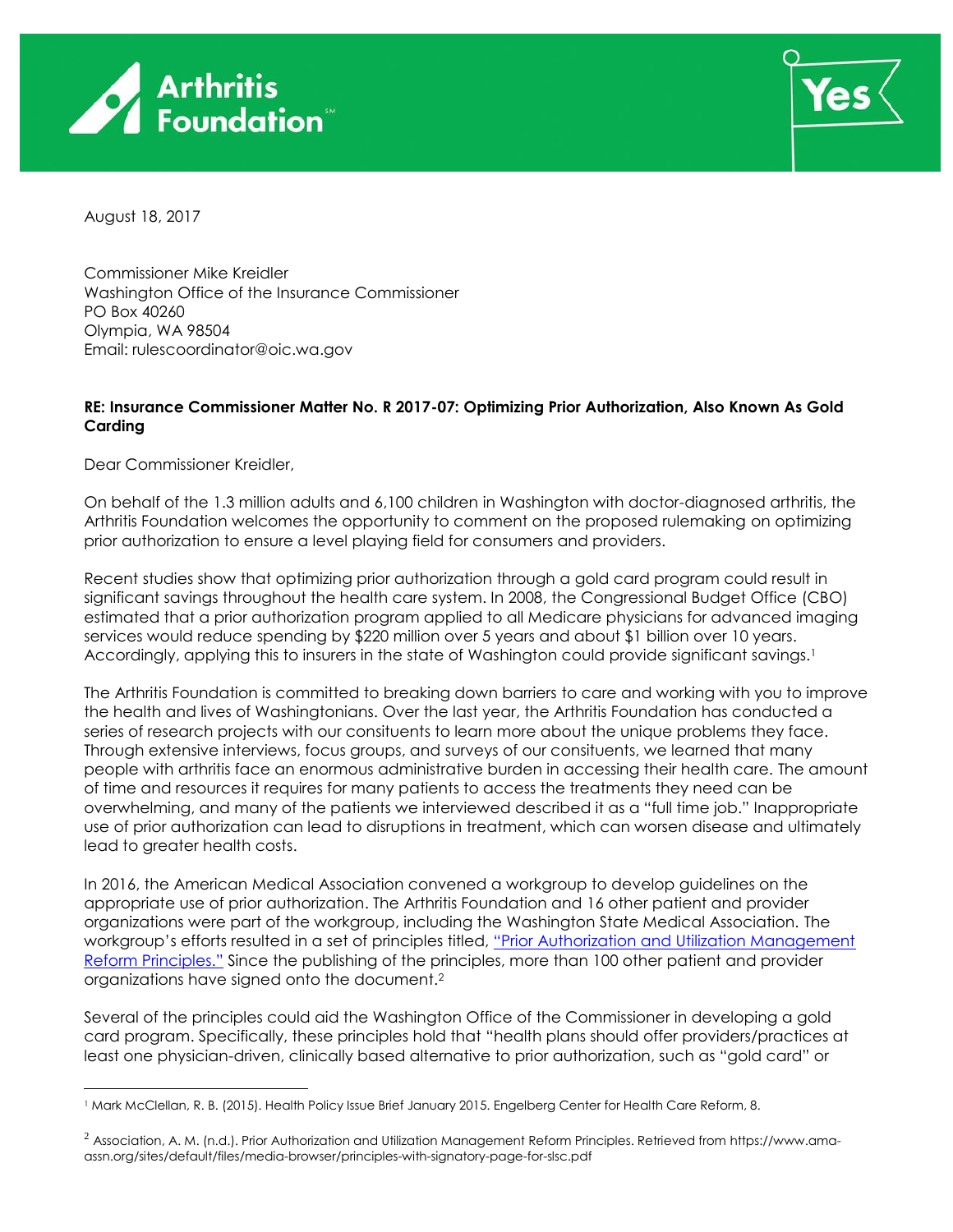August 18, 2017

Commissioner Mike Kreidler
Washington Office of the Insurance Commissioner
PO Box 40260
Olympia, WA 98504
Email: rulescoordinator@oic.wa.gov

**RE: Insurance Commissioner Matter No. R 2017-07: Optimizing Prior Authorization, Also Known As Gold Carding**

Dear Commissioner Kreidler,

On behalf of the 1.3 million adults and 6,100 children in Washington with doctor-diagnosed arthritis, the Arthritis Foundation welcomes the opportunity to comment on the proposed rulemaking on optimizing prior authorization to ensure a level playing field for consumers and providers.

Recent studies show that optimizing prior authorization through a gold card program could result in significant savings throughout the health care system. In 2008, the Congressional Budget Office (CBO) estimated that a prior authorization program applied to all Medicare physicians for advanced imaging services would reduce spending by $220 million over 5 years and about $1 billion over 10 years. Accordingly, applying this to insurers in the state of Washington could provide significant savings.[1]

The Arthritis Foundation is committed to breaking down barriers to care and working with you to improve the health and lives of Washingtonians. Over the last year, the Arthritis Foundation has conducted a series of research projects with our consituents to learn more about the unique problems they face. Through extensive interviews, focus groups, and surveys of our consituents, we learned that many people with arthritis face an enormous administrative burden in accessing their health care. The amount of time and resources it requires for many patients to access the treatments they need can be overwhelming, and many of the patients we interviewed described it as a "full time job." Inappropriate use of prior authorization can lead to disruptions in treatment, which can worsen disease and ultimately lead to greater health costs.

In 2016, the American Medical Association convened a workgroup to develop guidelines on the appropriate use of prior authorization. The Arthritis Foundation and 16 other patient and provider organizations were part of the workgroup, including the Washington State Medical Association. The workgroup's efforts resulted in a set of principles titled, "Prior Authorization and Utilization Management Reform Principles." Since the publishing of the principles, more than 100 other patient and provider organizations have signed onto the document.[2]

Several of the principles could aid the Washington Office of the Commissioner in developing a gold card program. Specifically, these principles hold that "health plans should offer providers/practices at least one physician-driven, clinically based alternative to prior authorization, such as "gold card" or

---

[1] Mark McClellan, R. B. (2015). Health Policy Issue Brief January 2015. Engelberg Center for Health Care Reform, 8.

[2] Association, A. M. (n.d.). Prior Authorization and Utilization Management Reform Principles. Retrieved from https://www.ama-assn.org/sites/default/files/media-browser/principles-with-signatory-page-for-slsc.pdf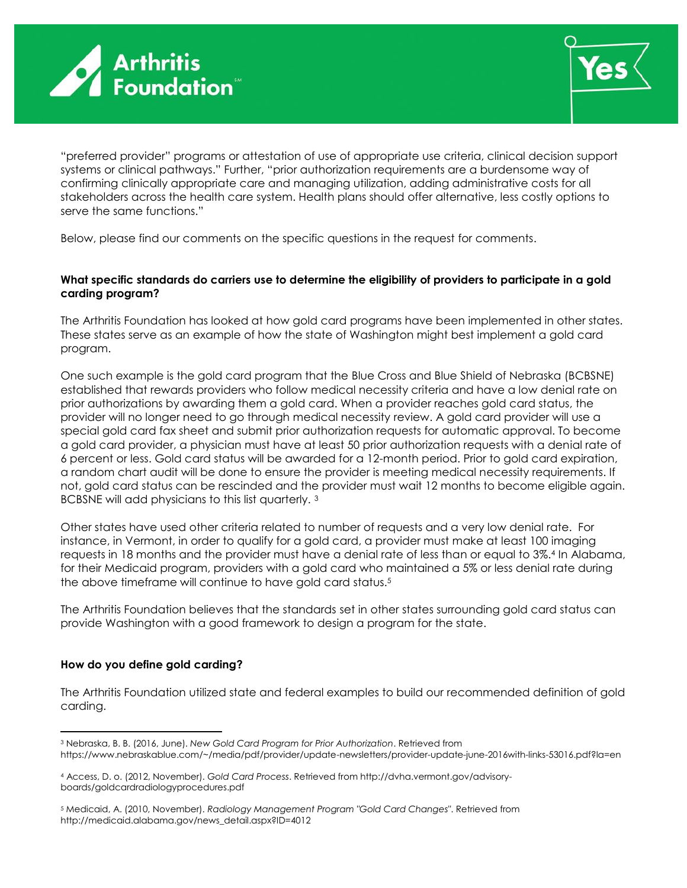"preferred provider" programs or attestation of use of appropriate use criteria, clinical decision support systems or clinical pathways." Further, "prior authorization requirements are a burdensome way of confirming clinically appropriate care and managing utilization, adding administrative costs for all stakeholders across the health care system. Health plans should offer alternative, less costly options to serve the same functions."

Below, please find our comments on the specific questions in the request for comments.

**What specific standards do carriers use to determine the eligibility of providers to participate in a gold carding program?**

The Arthritis Foundation has looked at how gold card programs have been implemented in other states. These states serve as an example of how the state of Washington might best implement a gold card program.

One such example is the gold card program that the Blue Cross and Blue Shield of Nebraska (BCBSNE) established that rewards providers who follow medical necessity criteria and have a low denial rate on prior authorizations by awarding them a gold card. When a provider reaches gold card status, the provider will no longer need to go through medical necessity review. A gold card provider will use a special gold card fax sheet and submit prior authorization requests for automatic approval. To become a gold card provider, a physician must have at least 50 prior authorization requests with a denial rate of 6 percent or less. Gold card status will be awarded for a 12-month period. Prior to gold card expiration, a random chart audit will be done to ensure the provider is meeting medical necessity requirements. If not, gold card status can be rescinded and the provider must wait 12 months to become eligible again. BCBSNE will add physicians to this list quarterly. [3]

Other states have used other criteria related to number of requests and a very low denial rate. For instance, in Vermont, in order to qualify for a gold card, a provider must make at least 100 imaging requests in 18 months and the provider must have a denial rate of less than or equal to 3%.[4] In Alabama, for their Medicaid program, providers with a gold card who maintained a 5% or less denial rate during the above timeframe will continue to have gold card status.[5]

The Arthritis Foundation believes that the standards set in other states surrounding gold card status can provide Washington with a good framework to design a program for the state.

**How do you define gold carding?**

The Arthritis Foundation utilized state and federal examples to build our recommended definition of gold carding.

---

[3] Nebraska, B. B. (2016, June). *New Gold Card Program for Prior Authorization*. Retrieved from https://www.nebraskablue.com/~/media/pdf/provider/update-newsletters/provider-update-june-2016with-links-53016.pdf?la=en

[4] Access, D. o. (2012, November). *Gold Card Process*. Retrieved from http://dvha.vermont.gov/advisory-boards/goldcardradiologyprocedures.pdf

[5] Medicaid, A. (2010, November). *Radiology Management Program "Gold Card Changes"*. Retrieved from http://medicaid.alabama.gov/news_detail.aspx?ID=4012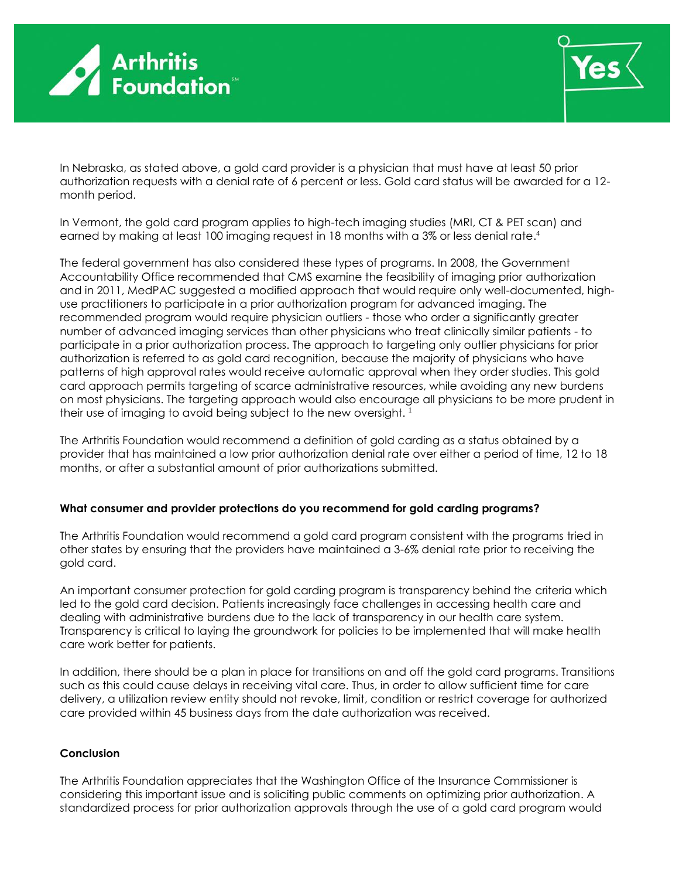In Nebraska, as stated above, a gold card provider is a physician that must have at least 50 prior authorization requests with a denial rate of 6 percent or less. Gold card status will be awarded for a 12-month period.

In Vermont, the gold card program applies to high-tech imaging studies (MRI, CT & PET scan) and earned by making at least 100 imaging request in 18 months with a 3% or less denial rate.[4]

The federal government has also considered these types of programs. In 2008, the Government Accountability Office recommended that CMS examine the feasibility of imaging prior authorization and in 2011, MedPAC suggested a modified approach that would require only well-documented, high-use practitioners to participate in a prior authorization program for advanced imaging. The recommended program would require physician outliers - those who order a significantly greater number of advanced imaging services than other physicians who treat clinically similar patients - to participate in a prior authorization process. The approach to targeting only outlier physicians for prior authorization is referred to as gold card recognition, because the majority of physicians who have patterns of high approval rates would receive automatic approval when they order studies. This gold card approach permits targeting of scarce administrative resources, while avoiding any new burdens on most physicians. The targeting approach would also encourage all physicians to be more prudent in their use of imaging to avoid being subject to the new oversight. [1]

The Arthritis Foundation would recommend a definition of gold carding as a status obtained by a provider that has maintained a low prior authorization denial rate over either a period of time, 12 to 18 months, or after a substantial amount of prior authorizations submitted.

**What consumer and provider protections do you recommend for gold carding programs?**

The Arthritis Foundation would recommend a gold card program consistent with the programs tried in other states by ensuring that the providers have maintained a 3-6% denial rate prior to receiving the gold card.

An important consumer protection for gold carding program is transparency behind the criteria which led to the gold card decision. Patients increasingly face challenges in accessing health care and dealing with administrative burdens due to the lack of transparency in our health care system. Transparency is critical to laying the groundwork for policies to be implemented that will make health care work better for patients.

In addition, there should be a plan in place for transitions on and off the gold card programs. Transitions such as this could cause delays in receiving vital care. Thus, in order to allow sufficient time for care delivery, a utilization review entity should not revoke, limit, condition or restrict coverage for authorized care provided within 45 business days from the date authorization was received.

**Conclusion**

The Arthritis Foundation appreciates that the Washington Office of the Insurance Commissioner is considering this important issue and is soliciting public comments on optimizing prior authorization. A standardized process for prior authorization approvals through the use of a gold card program would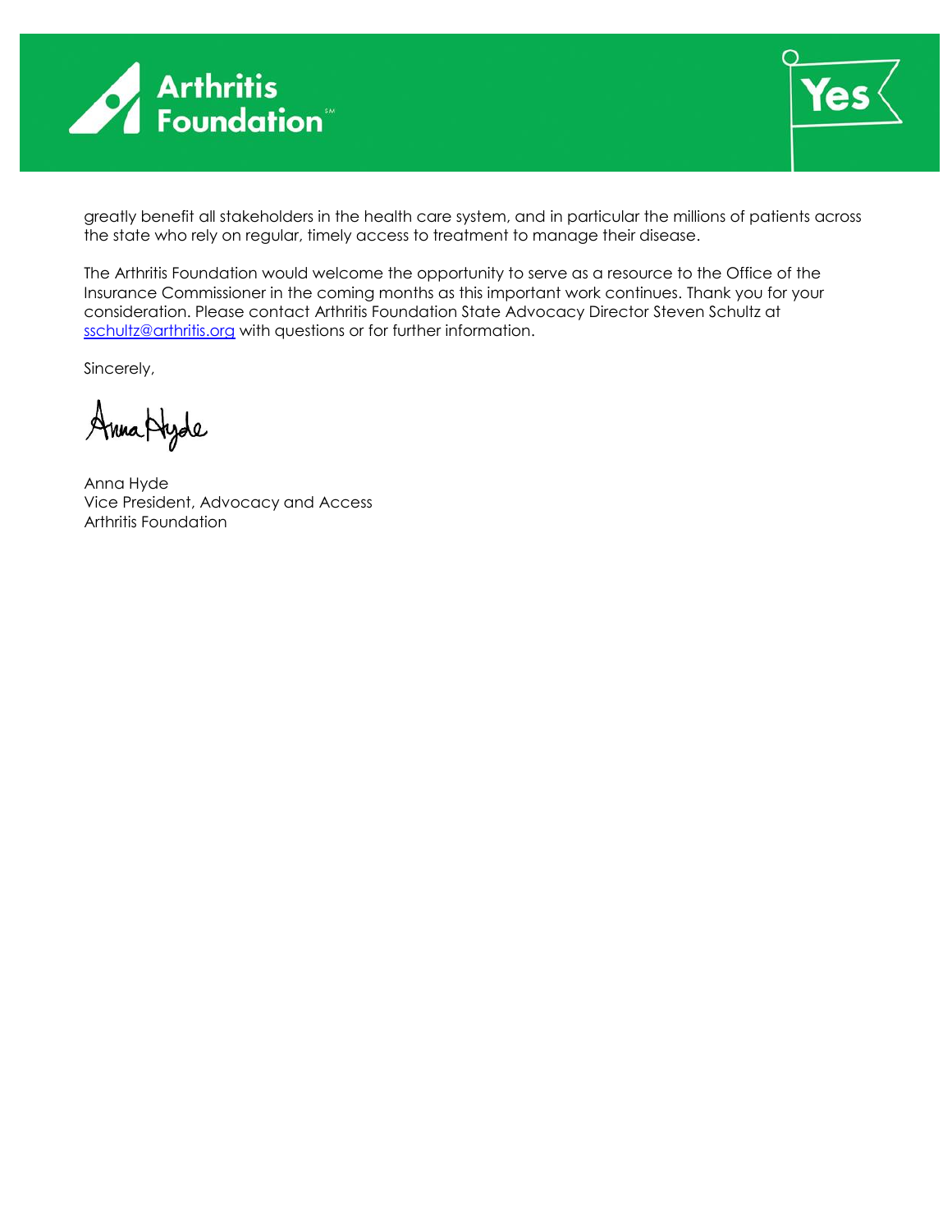greatly benefit all stakeholders in the health care system, and in particular the millions of patients across the state who rely on regular, timely access to treatment to manage their disease.

The Arthritis Foundation would welcome the opportunity to serve as a resource to the Office of the Insurance Commissioner in the coming months as this important work continues. Thank you for your consideration. Please contact Arthritis Foundation State Advocacy Director Steven Schultz at sschultz@arthritis.org with questions or for further information.

Sincerely,

Anna Hyde
Vice President, Advocacy and Access
Arthritis Foundation